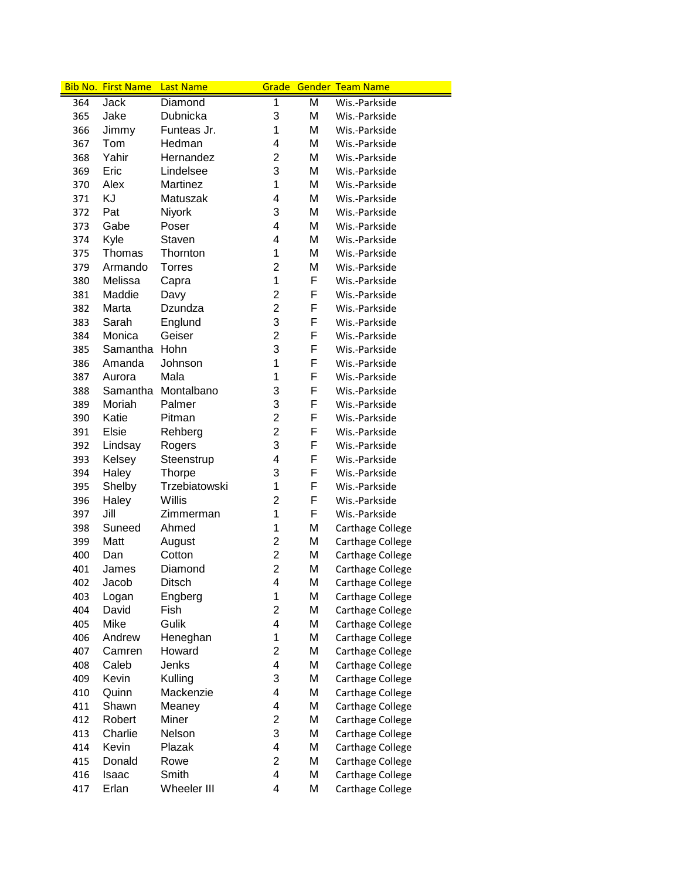| Bib No. | First Name | Last Name | Grade | Gender | Team Name |
|---|---|---|---|---|---|
| 364 | Jack | Diamond | 1 | M | Wis.-Parkside |
| 365 | Jake | Dubnicka | 3 | M | Wis.-Parkside |
| 366 | Jimmy | Funteas Jr. | 1 | M | Wis.-Parkside |
| 367 | Tom | Hedman | 4 | M | Wis.-Parkside |
| 368 | Yahir | Hernandez | 2 | M | Wis.-Parkside |
| 369 | Eric | Lindelsee | 3 | M | Wis.-Parkside |
| 370 | Alex | Martinez | 1 | M | Wis.-Parkside |
| 371 | KJ | Matuszak | 4 | M | Wis.-Parkside |
| 372 | Pat | Niyork | 3 | M | Wis.-Parkside |
| 373 | Gabe | Poser | 4 | M | Wis.-Parkside |
| 374 | Kyle | Staven | 4 | M | Wis.-Parkside |
| 375 | Thomas | Thornton | 1 | M | Wis.-Parkside |
| 379 | Armando | Torres | 2 | M | Wis.-Parkside |
| 380 | Melissa | Capra | 1 | F | Wis.-Parkside |
| 381 | Maddie | Davy | 2 | F | Wis.-Parkside |
| 382 | Marta | Dzundza | 2 | F | Wis.-Parkside |
| 383 | Sarah | Englund | 3 | F | Wis.-Parkside |
| 384 | Monica | Geiser | 2 | F | Wis.-Parkside |
| 385 | Samantha | Hohn | 3 | F | Wis.-Parkside |
| 386 | Amanda | Johnson | 1 | F | Wis.-Parkside |
| 387 | Aurora | Mala | 1 | F | Wis.-Parkside |
| 388 | Samantha | Montalbano | 3 | F | Wis.-Parkside |
| 389 | Moriah | Palmer | 3 | F | Wis.-Parkside |
| 390 | Katie | Pitman | 2 | F | Wis.-Parkside |
| 391 | Elsie | Rehberg | 2 | F | Wis.-Parkside |
| 392 | Lindsay | Rogers | 3 | F | Wis.-Parkside |
| 393 | Kelsey | Steenstrup | 4 | F | Wis.-Parkside |
| 394 | Haley | Thorpe | 3 | F | Wis.-Parkside |
| 395 | Shelby | Trzebiatowski | 1 | F | Wis.-Parkside |
| 396 | Haley | Willis | 2 | F | Wis.-Parkside |
| 397 | Jill | Zimmerman | 1 | F | Wis.-Parkside |
| 398 | Suneed | Ahmed | 1 | M | Carthage College |
| 399 | Matt | August | 2 | M | Carthage College |
| 400 | Dan | Cotton | 2 | M | Carthage College |
| 401 | James | Diamond | 2 | M | Carthage College |
| 402 | Jacob | Ditsch | 4 | M | Carthage College |
| 403 | Logan | Engberg | 1 | M | Carthage College |
| 404 | David | Fish | 2 | M | Carthage College |
| 405 | Mike | Gulik | 4 | M | Carthage College |
| 406 | Andrew | Heneghan | 1 | M | Carthage College |
| 407 | Camren | Howard | 2 | M | Carthage College |
| 408 | Caleb | Jenks | 4 | M | Carthage College |
| 409 | Kevin | Kulling | 3 | M | Carthage College |
| 410 | Quinn | Mackenzie | 4 | M | Carthage College |
| 411 | Shawn | Meaney | 4 | M | Carthage College |
| 412 | Robert | Miner | 2 | M | Carthage College |
| 413 | Charlie | Nelson | 3 | M | Carthage College |
| 414 | Kevin | Plazak | 4 | M | Carthage College |
| 415 | Donald | Rowe | 2 | M | Carthage College |
| 416 | Isaac | Smith | 4 | M | Carthage College |
| 417 | Erlan | Wheeler III | 4 | M | Carthage College |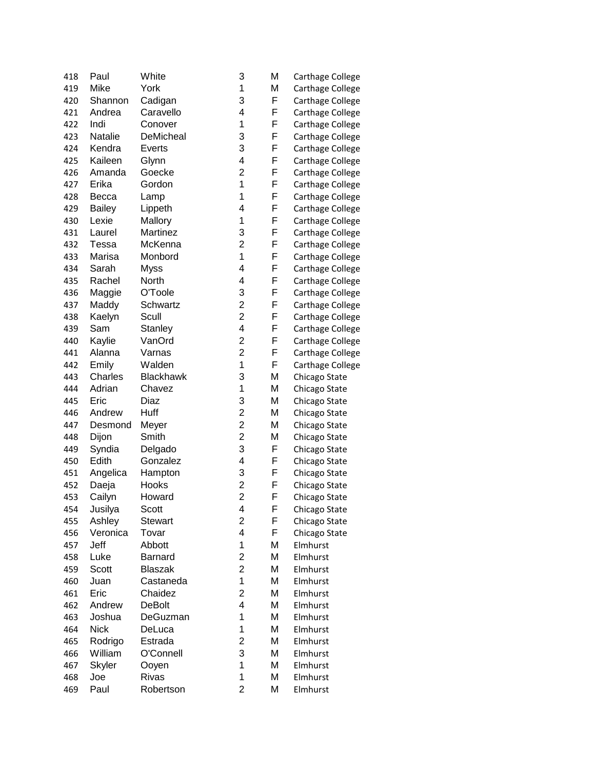| | | | | | |
|---|---|---|---|---|---|
| 418 | Paul | White | 3 | M | Carthage College |
| 419 | Mike | York | 1 | M | Carthage College |
| 420 | Shannon | Cadigan | 3 | F | Carthage College |
| 421 | Andrea | Caravello | 4 | F | Carthage College |
| 422 | Indi | Conover | 1 | F | Carthage College |
| 423 | Natalie | DeMicheal | 3 | F | Carthage College |
| 424 | Kendra | Everts | 3 | F | Carthage College |
| 425 | Kaileen | Glynn | 4 | F | Carthage College |
| 426 | Amanda | Goecke | 2 | F | Carthage College |
| 427 | Erika | Gordon | 1 | F | Carthage College |
| 428 | Becca | Lamp | 1 | F | Carthage College |
| 429 | Bailey | Lippeth | 4 | F | Carthage College |
| 430 | Lexie | Mallory | 1 | F | Carthage College |
| 431 | Laurel | Martinez | 3 | F | Carthage College |
| 432 | Tessa | McKenna | 2 | F | Carthage College |
| 433 | Marisa | Monbord | 1 | F | Carthage College |
| 434 | Sarah | Myss | 4 | F | Carthage College |
| 435 | Rachel | North | 4 | F | Carthage College |
| 436 | Maggie | O'Toole | 3 | F | Carthage College |
| 437 | Maddy | Schwartz | 2 | F | Carthage College |
| 438 | Kaelyn | Scull | 2 | F | Carthage College |
| 439 | Sam | Stanley | 4 | F | Carthage College |
| 440 | Kaylie | VanOrd | 2 | F | Carthage College |
| 441 | Alanna | Varnas | 2 | F | Carthage College |
| 442 | Emily | Walden | 1 | F | Carthage College |
| 443 | Charles | Blackhawk | 3 | M | Chicago State |
| 444 | Adrian | Chavez | 1 | M | Chicago State |
| 445 | Eric | Diaz | 3 | M | Chicago State |
| 446 | Andrew | Huff | 2 | M | Chicago State |
| 447 | Desmond | Meyer | 2 | M | Chicago State |
| 448 | Dijon | Smith | 2 | M | Chicago State |
| 449 | Syndia | Delgado | 3 | F | Chicago State |
| 450 | Edith | Gonzalez | 4 | F | Chicago State |
| 451 | Angelica | Hampton | 3 | F | Chicago State |
| 452 | Daeja | Hooks | 2 | F | Chicago State |
| 453 | Cailyn | Howard | 2 | F | Chicago State |
| 454 | Jusilya | Scott | 4 | F | Chicago State |
| 455 | Ashley | Stewart | 2 | F | Chicago State |
| 456 | Veronica | Tovar | 4 | F | Chicago State |
| 457 | Jeff | Abbott | 1 | M | Elmhurst |
| 458 | Luke | Barnard | 2 | M | Elmhurst |
| 459 | Scott | Blaszak | 2 | M | Elmhurst |
| 460 | Juan | Castaneda | 1 | M | Elmhurst |
| 461 | Eric | Chaidez | 2 | M | Elmhurst |
| 462 | Andrew | DeBolt | 4 | M | Elmhurst |
| 463 | Joshua | DeGuzman | 1 | M | Elmhurst |
| 464 | Nick | DeLuca | 1 | M | Elmhurst |
| 465 | Rodrigo | Estrada | 2 | M | Elmhurst |
| 466 | William | O'Connell | 3 | M | Elmhurst |
| 467 | Skyler | Ooyen | 1 | M | Elmhurst |
| 468 | Joe | Rivas | 1 | M | Elmhurst |
| 469 | Paul | Robertson | 2 | M | Elmhurst |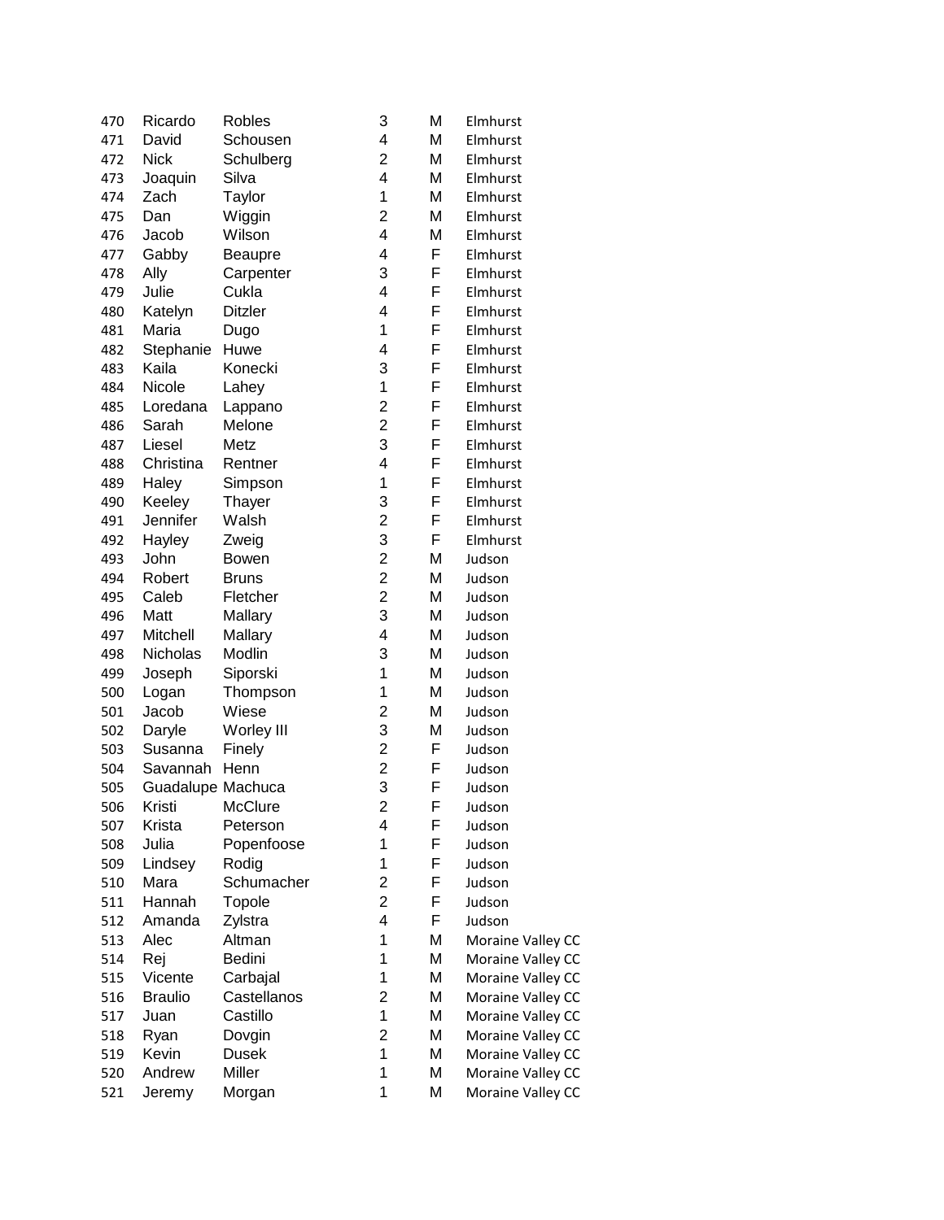| | | | | | |
|---|---|---|---|---|---|
| 470 | Ricardo | Robles | 3 | M | Elmhurst |
| 471 | David | Schousen | 4 | M | Elmhurst |
| 472 | Nick | Schulberg | 2 | M | Elmhurst |
| 473 | Joaquin | Silva | 4 | M | Elmhurst |
| 474 | Zach | Taylor | 1 | M | Elmhurst |
| 475 | Dan | Wiggin | 2 | M | Elmhurst |
| 476 | Jacob | Wilson | 4 | M | Elmhurst |
| 477 | Gabby | Beaupre | 4 | F | Elmhurst |
| 478 | Ally | Carpenter | 3 | F | Elmhurst |
| 479 | Julie | Cukla | 4 | F | Elmhurst |
| 480 | Katelyn | Ditzler | 4 | F | Elmhurst |
| 481 | Maria | Dugo | 1 | F | Elmhurst |
| 482 | Stephanie | Huwe | 4 | F | Elmhurst |
| 483 | Kaila | Konecki | 3 | F | Elmhurst |
| 484 | Nicole | Lahey | 1 | F | Elmhurst |
| 485 | Loredana | Lappano | 2 | F | Elmhurst |
| 486 | Sarah | Melone | 2 | F | Elmhurst |
| 487 | Liesel | Metz | 3 | F | Elmhurst |
| 488 | Christina | Rentner | 4 | F | Elmhurst |
| 489 | Haley | Simpson | 1 | F | Elmhurst |
| 490 | Keeley | Thayer | 3 | F | Elmhurst |
| 491 | Jennifer | Walsh | 2 | F | Elmhurst |
| 492 | Hayley | Zweig | 3 | F | Elmhurst |
| 493 | John | Bowen | 2 | M | Judson |
| 494 | Robert | Bruns | 2 | M | Judson |
| 495 | Caleb | Fletcher | 2 | M | Judson |
| 496 | Matt | Mallary | 3 | M | Judson |
| 497 | Mitchell | Mallary | 4 | M | Judson |
| 498 | Nicholas | Modlin | 3 | M | Judson |
| 499 | Joseph | Siporski | 1 | M | Judson |
| 500 | Logan | Thompson | 1 | M | Judson |
| 501 | Jacob | Wiese | 2 | M | Judson |
| 502 | Daryle | Worley III | 3 | M | Judson |
| 503 | Susanna | Finely | 2 | F | Judson |
| 504 | Savannah | Henn | 2 | F | Judson |
| 505 | Guadalupe | Machuca | 3 | F | Judson |
| 506 | Kristi | McClure | 2 | F | Judson |
| 507 | Krista | Peterson | 4 | F | Judson |
| 508 | Julia | Popenfoose | 1 | F | Judson |
| 509 | Lindsey | Rodig | 1 | F | Judson |
| 510 | Mara | Schumacher | 2 | F | Judson |
| 511 | Hannah | Topole | 2 | F | Judson |
| 512 | Amanda | Zylstra | 4 | F | Judson |
| 513 | Alec | Altman | 1 | M | Moraine Valley CC |
| 514 | Rej | Bedini | 1 | M | Moraine Valley CC |
| 515 | Vicente | Carbajal | 1 | M | Moraine Valley CC |
| 516 | Braulio | Castellanos | 2 | M | Moraine Valley CC |
| 517 | Juan | Castillo | 1 | M | Moraine Valley CC |
| 518 | Ryan | Dovgin | 2 | M | Moraine Valley CC |
| 519 | Kevin | Dusek | 1 | M | Moraine Valley CC |
| 520 | Andrew | Miller | 1 | M | Moraine Valley CC |
| 521 | Jeremy | Morgan | 1 | M | Moraine Valley CC |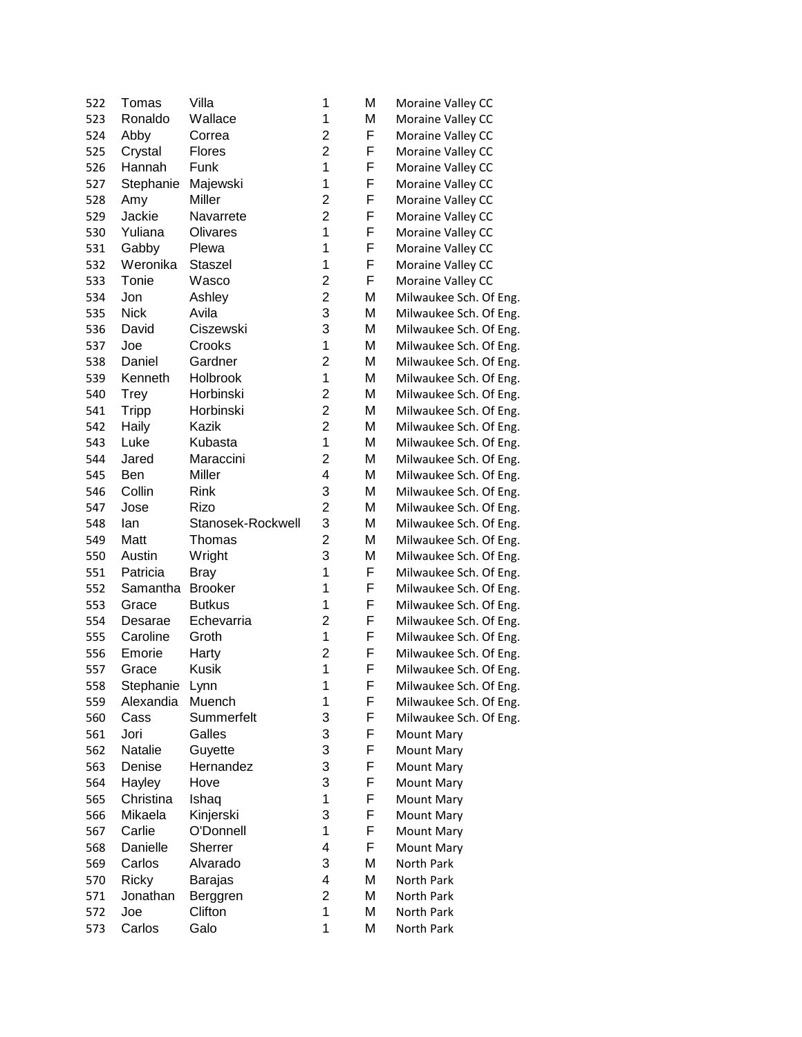| | | | | | |
|---|---|---|---|---|---|
| 522 | Tomas | Villa | 1 | M | Moraine Valley CC |
| 523 | Ronaldo | Wallace | 1 | M | Moraine Valley CC |
| 524 | Abby | Correa | 2 | F | Moraine Valley CC |
| 525 | Crystal | Flores | 2 | F | Moraine Valley CC |
| 526 | Hannah | Funk | 1 | F | Moraine Valley CC |
| 527 | Stephanie | Majewski | 1 | F | Moraine Valley CC |
| 528 | Amy | Miller | 2 | F | Moraine Valley CC |
| 529 | Jackie | Navarrete | 2 | F | Moraine Valley CC |
| 530 | Yuliana | Olivares | 1 | F | Moraine Valley CC |
| 531 | Gabby | Plewa | 1 | F | Moraine Valley CC |
| 532 | Weronika | Staszel | 1 | F | Moraine Valley CC |
| 533 | Tonie | Wasco | 2 | F | Moraine Valley CC |
| 534 | Jon | Ashley | 2 | M | Milwaukee Sch. Of Eng. |
| 535 | Nick | Avila | 3 | M | Milwaukee Sch. Of Eng. |
| 536 | David | Ciszewski | 3 | M | Milwaukee Sch. Of Eng. |
| 537 | Joe | Crooks | 1 | M | Milwaukee Sch. Of Eng. |
| 538 | Daniel | Gardner | 2 | M | Milwaukee Sch. Of Eng. |
| 539 | Kenneth | Holbrook | 1 | M | Milwaukee Sch. Of Eng. |
| 540 | Trey | Horbinski | 2 | M | Milwaukee Sch. Of Eng. |
| 541 | Tripp | Horbinski | 2 | M | Milwaukee Sch. Of Eng. |
| 542 | Haily | Kazik | 2 | M | Milwaukee Sch. Of Eng. |
| 543 | Luke | Kubasta | 1 | M | Milwaukee Sch. Of Eng. |
| 544 | Jared | Maraccini | 2 | M | Milwaukee Sch. Of Eng. |
| 545 | Ben | Miller | 4 | M | Milwaukee Sch. Of Eng. |
| 546 | Collin | Rink | 3 | M | Milwaukee Sch. Of Eng. |
| 547 | Jose | Rizo | 2 | M | Milwaukee Sch. Of Eng. |
| 548 | Ian | Stanosek-Rockwell | 3 | M | Milwaukee Sch. Of Eng. |
| 549 | Matt | Thomas | 2 | M | Milwaukee Sch. Of Eng. |
| 550 | Austin | Wright | 3 | M | Milwaukee Sch. Of Eng. |
| 551 | Patricia | Bray | 1 | F | Milwaukee Sch. Of Eng. |
| 552 | Samantha | Brooker | 1 | F | Milwaukee Sch. Of Eng. |
| 553 | Grace | Butkus | 1 | F | Milwaukee Sch. Of Eng. |
| 554 | Desarae | Echevarria | 2 | F | Milwaukee Sch. Of Eng. |
| 555 | Caroline | Groth | 1 | F | Milwaukee Sch. Of Eng. |
| 556 | Emorie | Harty | 2 | F | Milwaukee Sch. Of Eng. |
| 557 | Grace | Kusik | 1 | F | Milwaukee Sch. Of Eng. |
| 558 | Stephanie | Lynn | 1 | F | Milwaukee Sch. Of Eng. |
| 559 | Alexandia | Muench | 1 | F | Milwaukee Sch. Of Eng. |
| 560 | Cass | Summerfelt | 3 | F | Milwaukee Sch. Of Eng. |
| 561 | Jori | Galles | 3 | F | Mount Mary |
| 562 | Natalie | Guyette | 3 | F | Mount Mary |
| 563 | Denise | Hernandez | 3 | F | Mount Mary |
| 564 | Hayley | Hove | 3 | F | Mount Mary |
| 565 | Christina | Ishaq | 1 | F | Mount Mary |
| 566 | Mikaela | Kinjerski | 3 | F | Mount Mary |
| 567 | Carlie | O'Donnell | 1 | F | Mount Mary |
| 568 | Danielle | Sherrer | 4 | F | Mount Mary |
| 569 | Carlos | Alvarado | 3 | M | North Park |
| 570 | Ricky | Barajas | 4 | M | North Park |
| 571 | Jonathan | Berggren | 2 | M | North Park |
| 572 | Joe | Clifton | 1 | M | North Park |
| 573 | Carlos | Galo | 1 | M | North Park |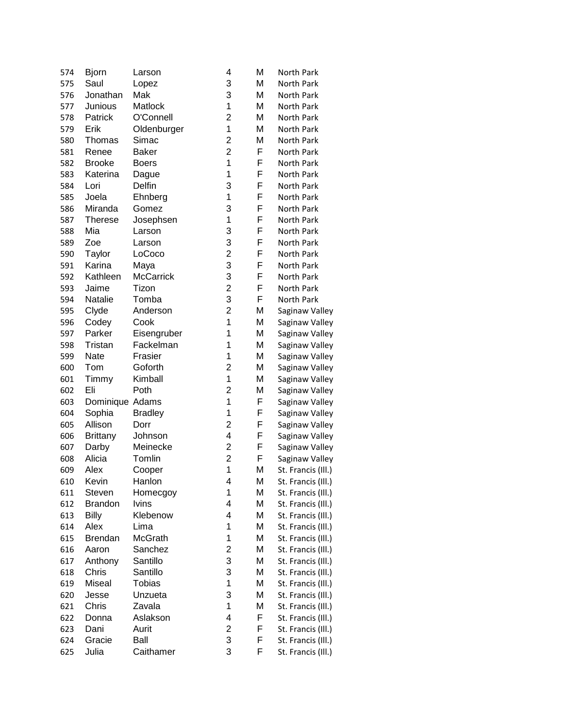| | | | | | |
|---|---|---|---|---|---|
| 574 | Bjorn | Larson | 4 | M | North Park |
| 575 | Saul | Lopez | 3 | M | North Park |
| 576 | Jonathan | Mak | 3 | M | North Park |
| 577 | Junious | Matlock | 1 | M | North Park |
| 578 | Patrick | O'Connell | 2 | M | North Park |
| 579 | Erik | Oldenburger | 1 | M | North Park |
| 580 | Thomas | Simac | 2 | M | North Park |
| 581 | Renee | Baker | 2 | F | North Park |
| 582 | Brooke | Boers | 1 | F | North Park |
| 583 | Katerina | Dague | 1 | F | North Park |
| 584 | Lori | Delfin | 3 | F | North Park |
| 585 | Joela | Ehnberg | 1 | F | North Park |
| 586 | Miranda | Gomez | 3 | F | North Park |
| 587 | Therese | Josephsen | 1 | F | North Park |
| 588 | Mia | Larson | 3 | F | North Park |
| 589 | Zoe | Larson | 3 | F | North Park |
| 590 | Taylor | LoCoco | 2 | F | North Park |
| 591 | Karina | Maya | 3 | F | North Park |
| 592 | Kathleen | McCarrick | 3 | F | North Park |
| 593 | Jaime | Tizon | 2 | F | North Park |
| 594 | Natalie | Tomba | 3 | F | North Park |
| 595 | Clyde | Anderson | 2 | M | Saginaw Valley |
| 596 | Codey | Cook | 1 | M | Saginaw Valley |
| 597 | Parker | Eisengruber | 1 | M | Saginaw Valley |
| 598 | Tristan | Fackelman | 1 | M | Saginaw Valley |
| 599 | Nate | Frasier | 1 | M | Saginaw Valley |
| 600 | Tom | Goforth | 2 | M | Saginaw Valley |
| 601 | Timmy | Kimball | 1 | M | Saginaw Valley |
| 602 | Eli | Poth | 2 | M | Saginaw Valley |
| 603 | Dominique | Adams | 1 | F | Saginaw Valley |
| 604 | Sophia | Bradley | 1 | F | Saginaw Valley |
| 605 | Allison | Dorr | 2 | F | Saginaw Valley |
| 606 | Brittany | Johnson | 4 | F | Saginaw Valley |
| 607 | Darby | Meinecke | 2 | F | Saginaw Valley |
| 608 | Alicia | Tomlin | 2 | F | Saginaw Valley |
| 609 | Alex | Cooper | 1 | M | St. Francis (Ill.) |
| 610 | Kevin | Hanlon | 4 | M | St. Francis (Ill.) |
| 611 | Steven | Homecgoy | 1 | M | St. Francis (Ill.) |
| 612 | Brandon | Ivins | 4 | M | St. Francis (Ill.) |
| 613 | Billy | Klebenow | 4 | M | St. Francis (Ill.) |
| 614 | Alex | Lima | 1 | M | St. Francis (Ill.) |
| 615 | Brendan | McGrath | 1 | M | St. Francis (Ill.) |
| 616 | Aaron | Sanchez | 2 | M | St. Francis (Ill.) |
| 617 | Anthony | Santillo | 3 | M | St. Francis (Ill.) |
| 618 | Chris | Santillo | 3 | M | St. Francis (Ill.) |
| 619 | Miseal | Tobias | 1 | M | St. Francis (Ill.) |
| 620 | Jesse | Unzueta | 3 | M | St. Francis (Ill.) |
| 621 | Chris | Zavala | 1 | M | St. Francis (Ill.) |
| 622 | Donna | Aslakson | 4 | F | St. Francis (Ill.) |
| 623 | Dani | Aurit | 2 | F | St. Francis (Ill.) |
| 624 | Gracie | Ball | 3 | F | St. Francis (Ill.) |
| 625 | Julia | Caithamer | 3 | F | St. Francis (Ill.) |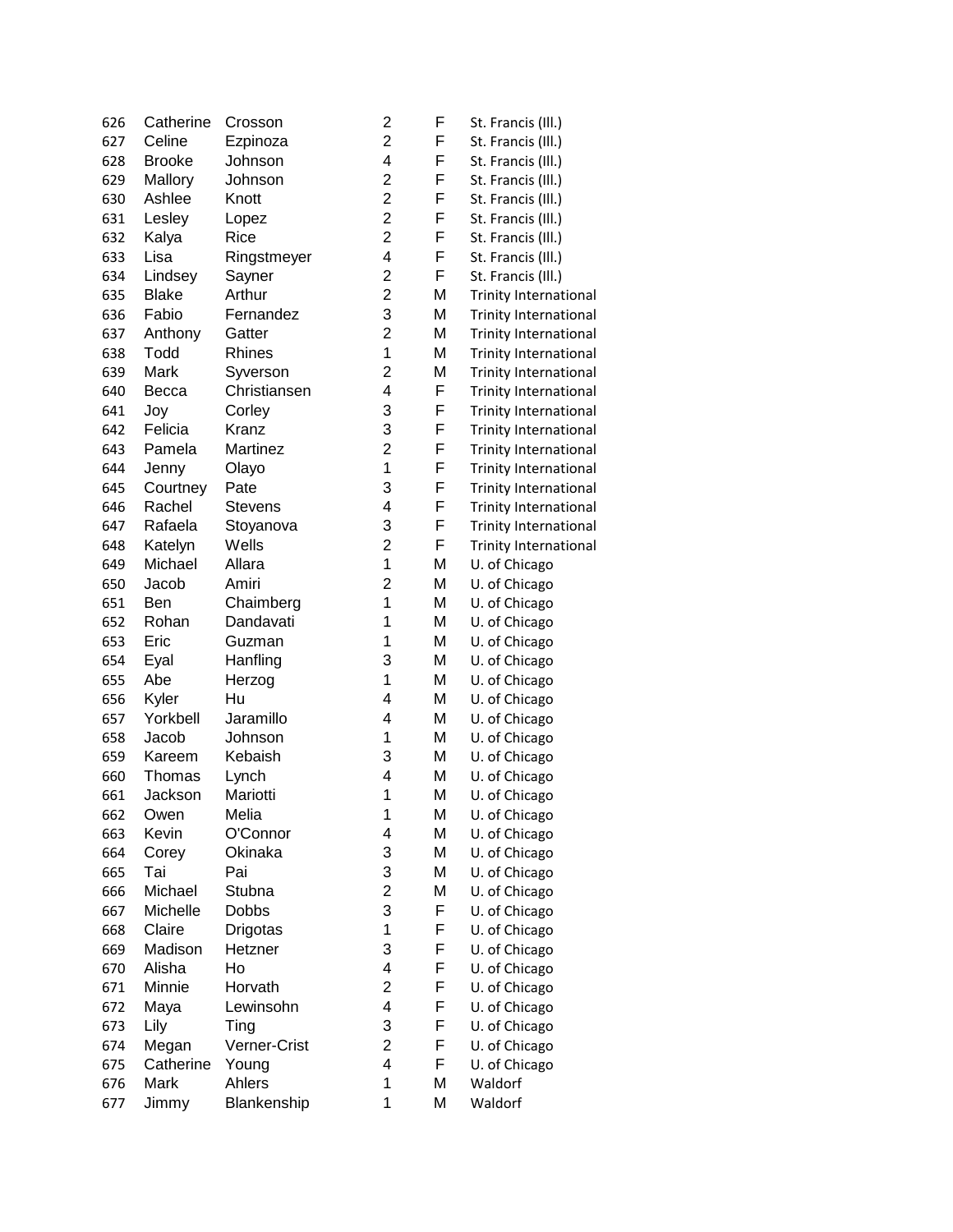| | | | | | |
|---|---|---|---|---|---|
| 626 | Catherine | Crosson | 2 | F | St. Francis (Ill.) |
| 627 | Celine | Ezpinoza | 2 | F | St. Francis (Ill.) |
| 628 | Brooke | Johnson | 4 | F | St. Francis (Ill.) |
| 629 | Mallory | Johnson | 2 | F | St. Francis (Ill.) |
| 630 | Ashlee | Knott | 2 | F | St. Francis (Ill.) |
| 631 | Lesley | Lopez | 2 | F | St. Francis (Ill.) |
| 632 | Kalya | Rice | 2 | F | St. Francis (Ill.) |
| 633 | Lisa | Ringstmeyer | 4 | F | St. Francis (Ill.) |
| 634 | Lindsey | Sayner | 2 | F | St. Francis (Ill.) |
| 635 | Blake | Arthur | 2 | M | Trinity International |
| 636 | Fabio | Fernandez | 3 | M | Trinity International |
| 637 | Anthony | Gatter | 2 | M | Trinity International |
| 638 | Todd | Rhines | 1 | M | Trinity International |
| 639 | Mark | Syverson | 2 | M | Trinity International |
| 640 | Becca | Christiansen | 4 | F | Trinity International |
| 641 | Joy | Corley | 3 | F | Trinity International |
| 642 | Felicia | Kranz | 3 | F | Trinity International |
| 643 | Pamela | Martinez | 2 | F | Trinity International |
| 644 | Jenny | Olayo | 1 | F | Trinity International |
| 645 | Courtney | Pate | 3 | F | Trinity International |
| 646 | Rachel | Stevens | 4 | F | Trinity International |
| 647 | Rafaela | Stoyanova | 3 | F | Trinity International |
| 648 | Katelyn | Wells | 2 | F | Trinity International |
| 649 | Michael | Allara | 1 | M | U. of Chicago |
| 650 | Jacob | Amiri | 2 | M | U. of Chicago |
| 651 | Ben | Chaimberg | 1 | M | U. of Chicago |
| 652 | Rohan | Dandavati | 1 | M | U. of Chicago |
| 653 | Eric | Guzman | 1 | M | U. of Chicago |
| 654 | Eyal | Hanfling | 3 | M | U. of Chicago |
| 655 | Abe | Herzog | 1 | M | U. of Chicago |
| 656 | Kyler | Hu | 4 | M | U. of Chicago |
| 657 | Yorkbell | Jaramillo | 4 | M | U. of Chicago |
| 658 | Jacob | Johnson | 1 | M | U. of Chicago |
| 659 | Kareem | Kebaish | 3 | M | U. of Chicago |
| 660 | Thomas | Lynch | 4 | M | U. of Chicago |
| 661 | Jackson | Mariotti | 1 | M | U. of Chicago |
| 662 | Owen | Melia | 1 | M | U. of Chicago |
| 663 | Kevin | O'Connor | 4 | M | U. of Chicago |
| 664 | Corey | Okinaka | 3 | M | U. of Chicago |
| 665 | Tai | Pai | 3 | M | U. of Chicago |
| 666 | Michael | Stubna | 2 | M | U. of Chicago |
| 667 | Michelle | Dobbs | 3 | F | U. of Chicago |
| 668 | Claire | Drigotas | 1 | F | U. of Chicago |
| 669 | Madison | Hetzner | 3 | F | U. of Chicago |
| 670 | Alisha | Ho | 4 | F | U. of Chicago |
| 671 | Minnie | Horvath | 2 | F | U. of Chicago |
| 672 | Maya | Lewinsohn | 4 | F | U. of Chicago |
| 673 | Lily | Ting | 3 | F | U. of Chicago |
| 674 | Megan | Verner-Crist | 2 | F | U. of Chicago |
| 675 | Catherine | Young | 4 | F | U. of Chicago |
| 676 | Mark | Ahlers | 1 | M | Waldorf |
| 677 | Jimmy | Blankenship | 1 | M | Waldorf |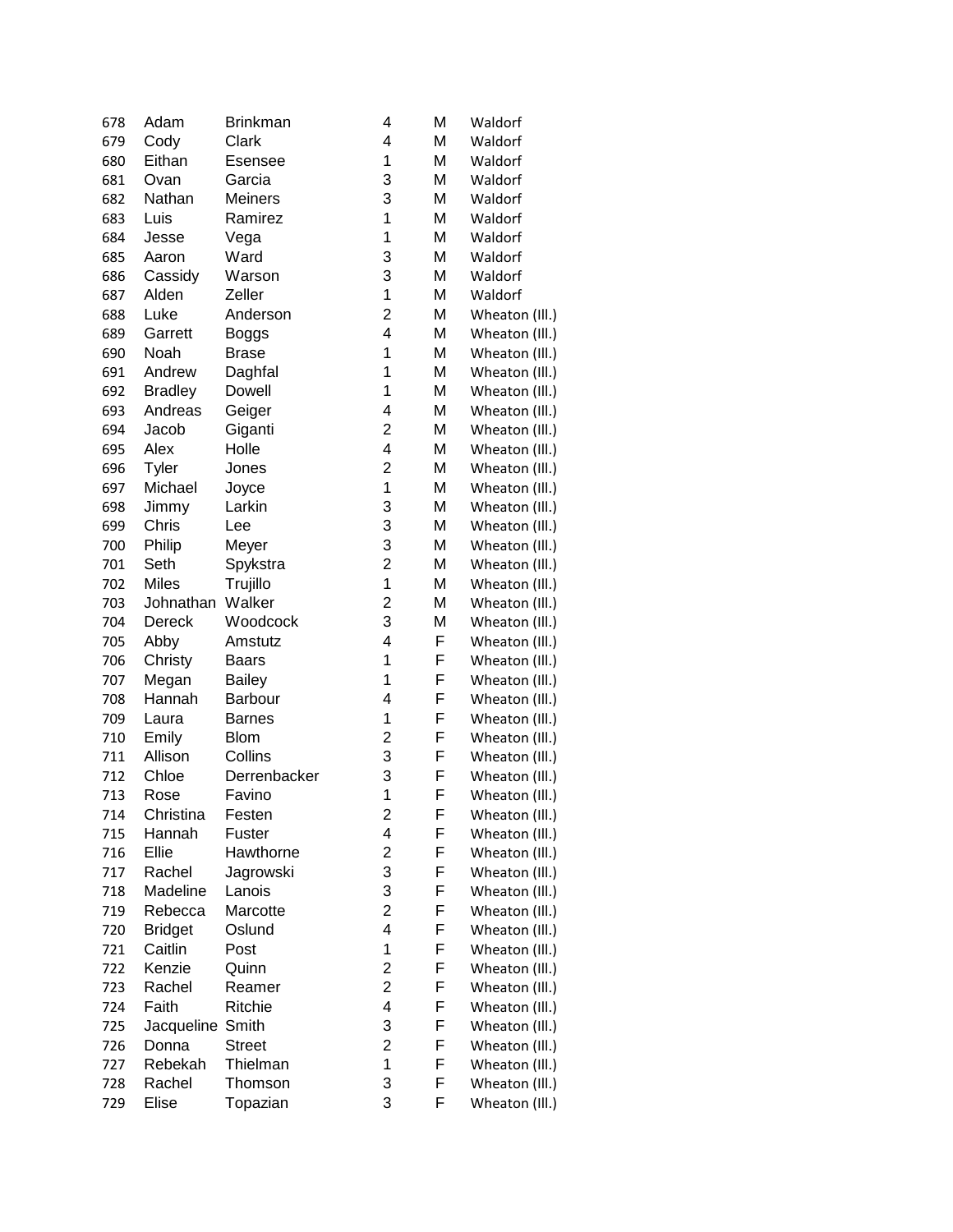| | | | | | |
|---|---|---|---|---|---|
| 678 | Adam | Brinkman | 4 | M | Waldorf |
| 679 | Cody | Clark | 4 | M | Waldorf |
| 680 | Eithan | Esensee | 1 | M | Waldorf |
| 681 | Ovan | Garcia | 3 | M | Waldorf |
| 682 | Nathan | Meiners | 3 | M | Waldorf |
| 683 | Luis | Ramirez | 1 | M | Waldorf |
| 684 | Jesse | Vega | 1 | M | Waldorf |
| 685 | Aaron | Ward | 3 | M | Waldorf |
| 686 | Cassidy | Warson | 3 | M | Waldorf |
| 687 | Alden | Zeller | 1 | M | Waldorf |
| 688 | Luke | Anderson | 2 | M | Wheaton (Ill.) |
| 689 | Garrett | Boggs | 4 | M | Wheaton (Ill.) |
| 690 | Noah | Brase | 1 | M | Wheaton (Ill.) |
| 691 | Andrew | Daghfal | 1 | M | Wheaton (Ill.) |
| 692 | Bradley | Dowell | 1 | M | Wheaton (Ill.) |
| 693 | Andreas | Geiger | 4 | M | Wheaton (Ill.) |
| 694 | Jacob | Giganti | 2 | M | Wheaton (Ill.) |
| 695 | Alex | Holle | 4 | M | Wheaton (Ill.) |
| 696 | Tyler | Jones | 2 | M | Wheaton (Ill.) |
| 697 | Michael | Joyce | 1 | M | Wheaton (Ill.) |
| 698 | Jimmy | Larkin | 3 | M | Wheaton (Ill.) |
| 699 | Chris | Lee | 3 | M | Wheaton (Ill.) |
| 700 | Philip | Meyer | 3 | M | Wheaton (Ill.) |
| 701 | Seth | Spykstra | 2 | M | Wheaton (Ill.) |
| 702 | Miles | Trujillo | 1 | M | Wheaton (Ill.) |
| 703 | Johnathan | Walker | 2 | M | Wheaton (Ill.) |
| 704 | Dereck | Woodcock | 3 | M | Wheaton (Ill.) |
| 705 | Abby | Amstutz | 4 | F | Wheaton (Ill.) |
| 706 | Christy | Baars | 1 | F | Wheaton (Ill.) |
| 707 | Megan | Bailey | 1 | F | Wheaton (Ill.) |
| 708 | Hannah | Barbour | 4 | F | Wheaton (Ill.) |
| 709 | Laura | Barnes | 1 | F | Wheaton (Ill.) |
| 710 | Emily | Blom | 2 | F | Wheaton (Ill.) |
| 711 | Allison | Collins | 3 | F | Wheaton (Ill.) |
| 712 | Chloe | Derrenbacker | 3 | F | Wheaton (Ill.) |
| 713 | Rose | Favino | 1 | F | Wheaton (Ill.) |
| 714 | Christina | Festen | 2 | F | Wheaton (Ill.) |
| 715 | Hannah | Fuster | 4 | F | Wheaton (Ill.) |
| 716 | Ellie | Hawthorne | 2 | F | Wheaton (Ill.) |
| 717 | Rachel | Jagrowski | 3 | F | Wheaton (Ill.) |
| 718 | Madeline | Lanois | 3 | F | Wheaton (Ill.) |
| 719 | Rebecca | Marcotte | 2 | F | Wheaton (Ill.) |
| 720 | Bridget | Oslund | 4 | F | Wheaton (Ill.) |
| 721 | Caitlin | Post | 1 | F | Wheaton (Ill.) |
| 722 | Kenzie | Quinn | 2 | F | Wheaton (Ill.) |
| 723 | Rachel | Reamer | 2 | F | Wheaton (Ill.) |
| 724 | Faith | Ritchie | 4 | F | Wheaton (Ill.) |
| 725 | Jacqueline | Smith | 3 | F | Wheaton (Ill.) |
| 726 | Donna | Street | 2 | F | Wheaton (Ill.) |
| 727 | Rebekah | Thielman | 1 | F | Wheaton (Ill.) |
| 728 | Rachel | Thomson | 3 | F | Wheaton (Ill.) |
| 729 | Elise | Topazian | 3 | F | Wheaton (Ill.) |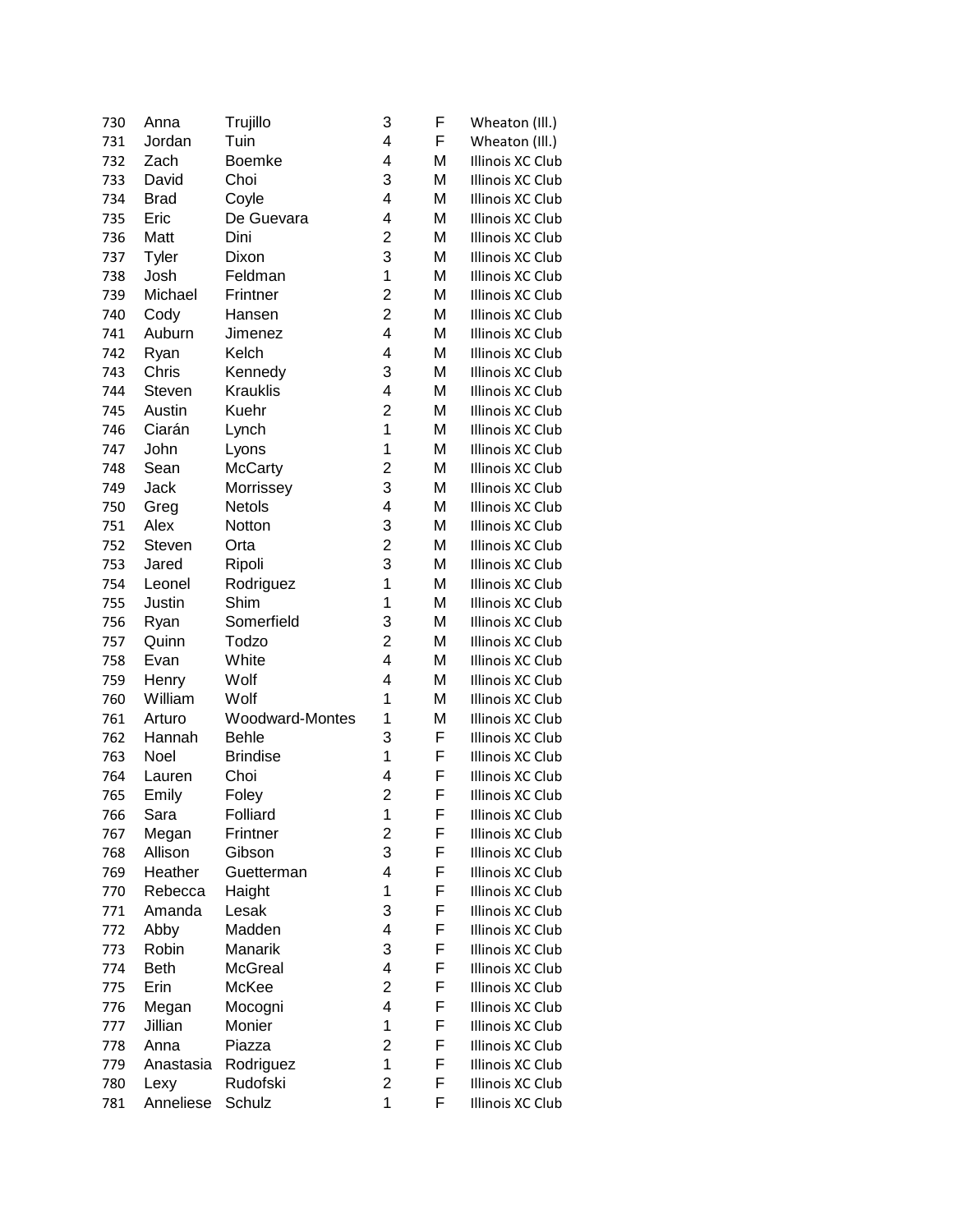| | | | | | |
|---|---|---|---|---|---|
| 730 | Anna | Trujillo | 3 | F | Wheaton (Ill.) |
| 731 | Jordan | Tuin | 4 | F | Wheaton (Ill.) |
| 732 | Zach | Boemke | 4 | M | Illinois XC Club |
| 733 | David | Choi | 3 | M | Illinois XC Club |
| 734 | Brad | Coyle | 4 | M | Illinois XC Club |
| 735 | Eric | De Guevara | 4 | M | Illinois XC Club |
| 736 | Matt | Dini | 2 | M | Illinois XC Club |
| 737 | Tyler | Dixon | 3 | M | Illinois XC Club |
| 738 | Josh | Feldman | 1 | M | Illinois XC Club |
| 739 | Michael | Frintner | 2 | M | Illinois XC Club |
| 740 | Cody | Hansen | 2 | M | Illinois XC Club |
| 741 | Auburn | Jimenez | 4 | M | Illinois XC Club |
| 742 | Ryan | Kelch | 4 | M | Illinois XC Club |
| 743 | Chris | Kennedy | 3 | M | Illinois XC Club |
| 744 | Steven | Krauklis | 4 | M | Illinois XC Club |
| 745 | Austin | Kuehr | 2 | M | Illinois XC Club |
| 746 | Ciarán | Lynch | 1 | M | Illinois XC Club |
| 747 | John | Lyons | 1 | M | Illinois XC Club |
| 748 | Sean | McCarty | 2 | M | Illinois XC Club |
| 749 | Jack | Morrissey | 3 | M | Illinois XC Club |
| 750 | Greg | Netols | 4 | M | Illinois XC Club |
| 751 | Alex | Notton | 3 | M | Illinois XC Club |
| 752 | Steven | Orta | 2 | M | Illinois XC Club |
| 753 | Jared | Ripoli | 3 | M | Illinois XC Club |
| 754 | Leonel | Rodriguez | 1 | M | Illinois XC Club |
| 755 | Justin | Shim | 1 | M | Illinois XC Club |
| 756 | Ryan | Somerfield | 3 | M | Illinois XC Club |
| 757 | Quinn | Todzo | 2 | M | Illinois XC Club |
| 758 | Evan | White | 4 | M | Illinois XC Club |
| 759 | Henry | Wolf | 4 | M | Illinois XC Club |
| 760 | William | Wolf | 1 | M | Illinois XC Club |
| 761 | Arturo | Woodward-Montes | 1 | M | Illinois XC Club |
| 762 | Hannah | Behle | 3 | F | Illinois XC Club |
| 763 | Noel | Brindise | 1 | F | Illinois XC Club |
| 764 | Lauren | Choi | 4 | F | Illinois XC Club |
| 765 | Emily | Foley | 2 | F | Illinois XC Club |
| 766 | Sara | Folliard | 1 | F | Illinois XC Club |
| 767 | Megan | Frintner | 2 | F | Illinois XC Club |
| 768 | Allison | Gibson | 3 | F | Illinois XC Club |
| 769 | Heather | Guetterman | 4 | F | Illinois XC Club |
| 770 | Rebecca | Haight | 1 | F | Illinois XC Club |
| 771 | Amanda | Lesak | 3 | F | Illinois XC Club |
| 772 | Abby | Madden | 4 | F | Illinois XC Club |
| 773 | Robin | Manarik | 3 | F | Illinois XC Club |
| 774 | Beth | McGreal | 4 | F | Illinois XC Club |
| 775 | Erin | McKee | 2 | F | Illinois XC Club |
| 776 | Megan | Mocogni | 4 | F | Illinois XC Club |
| 777 | Jillian | Monier | 1 | F | Illinois XC Club |
| 778 | Anna | Piazza | 2 | F | Illinois XC Club |
| 779 | Anastasia | Rodriguez | 1 | F | Illinois XC Club |
| 780 | Lexy | Rudofski | 2 | F | Illinois XC Club |
| 781 | Anneliese | Schulz | 1 | F | Illinois XC Club |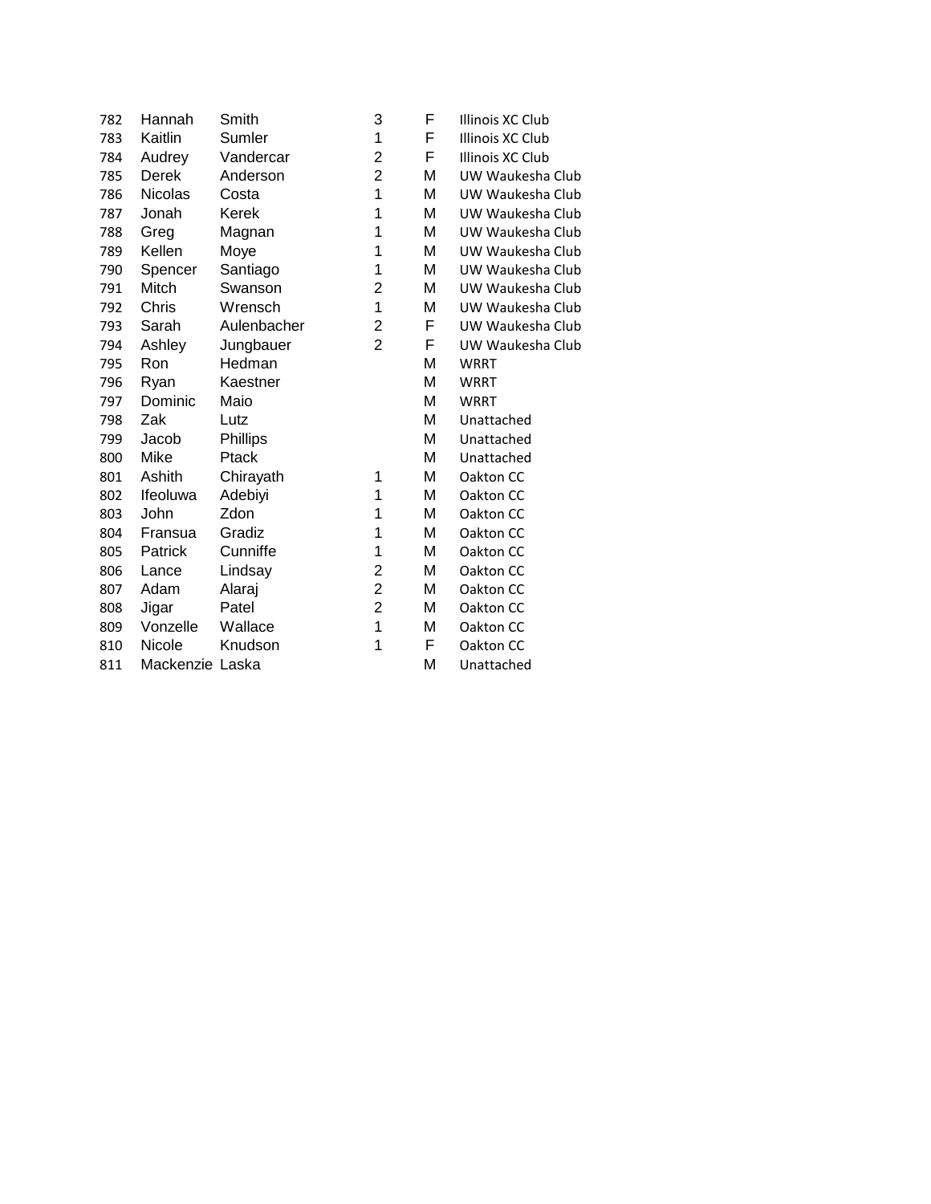| | | | | | |
|---|---|---|---|---|---|
| 782 | Hannah | Smith | 3 | F | Illinois XC Club |
| 783 | Kaitlin | Sumler | 1 | F | Illinois XC Club |
| 784 | Audrey | Vandercar | 2 | F | Illinois XC Club |
| 785 | Derek | Anderson | 2 | M | UW Waukesha Club |
| 786 | Nicolas | Costa | 1 | M | UW Waukesha Club |
| 787 | Jonah | Kerek | 1 | M | UW Waukesha Club |
| 788 | Greg | Magnan | 1 | M | UW Waukesha Club |
| 789 | Kellen | Moye | 1 | M | UW Waukesha Club |
| 790 | Spencer | Santiago | 1 | M | UW Waukesha Club |
| 791 | Mitch | Swanson | 2 | M | UW Waukesha Club |
| 792 | Chris | Wrensch | 1 | M | UW Waukesha Club |
| 793 | Sarah | Aulenbacher | 2 | F | UW Waukesha Club |
| 794 | Ashley | Jungbauer | 2 | F | UW Waukesha Club |
| 795 | Ron | Hedman | | M | WRRT |
| 796 | Ryan | Kaestner | | M | WRRT |
| 797 | Dominic | Maio | | M | WRRT |
| 798 | Zak | Lutz | | M | Unattached |
| 799 | Jacob | Phillips | | M | Unattached |
| 800 | Mike | Ptack | | M | Unattached |
| 801 | Ashith | Chirayath | 1 | M | Oakton CC |
| 802 | Ifeoluwa | Adebiyi | 1 | M | Oakton CC |
| 803 | John | Zdon | 1 | M | Oakton CC |
| 804 | Fransua | Gradiz | 1 | M | Oakton CC |
| 805 | Patrick | Cunniffe | 1 | M | Oakton CC |
| 806 | Lance | Lindsay | 2 | M | Oakton CC |
| 807 | Adam | Alaraj | 2 | M | Oakton CC |
| 808 | Jigar | Patel | 2 | M | Oakton CC |
| 809 | Vonzelle | Wallace | 1 | M | Oakton CC |
| 810 | Nicole | Knudson | 1 | F | Oakton CC |
| 811 | Mackenzie | Laska | | M | Unattached |